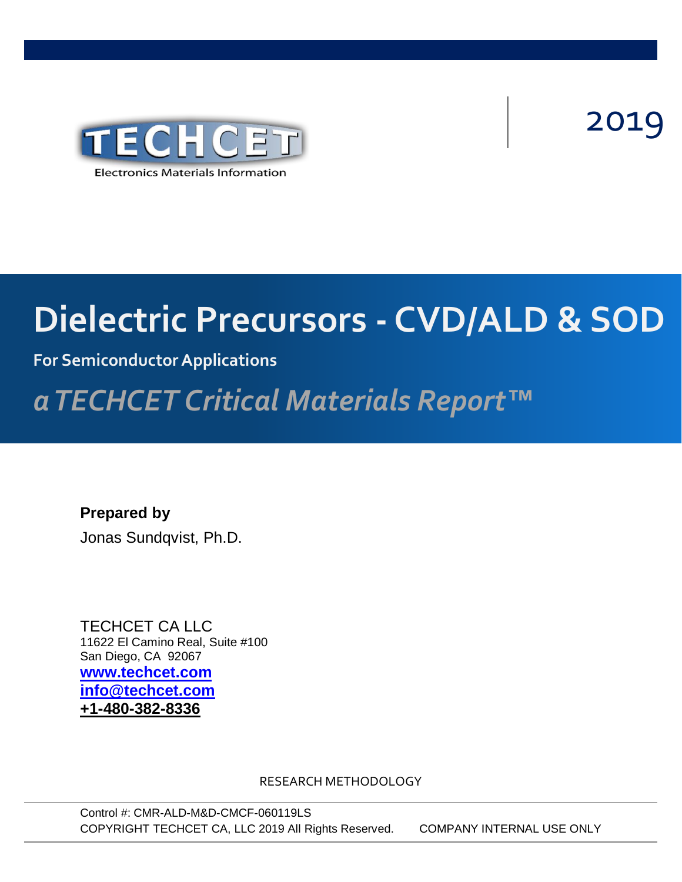TECHCET

Electronics Materials Information

2019

# Dielectric Precursors - CVD/ALD & SOD

**For Semiconductor Applications**

*a TECHCET Critical Materials Report™*

**Prepared by**

Jonas Sundqvist, Ph.D.

TECHCET CA LLC
11622 El Camino Real, Suite #100
San Diego, CA 92067
[www.techcet.com](http://www.techcet.com)
[info@techcet.com](mailto:info@techcet.com)
**+1-480-382-8336**

RESEARCH METHODOLOGY

Control #: CMR-ALD-M&D-CMCF-060119LS
COPYRIGHT TECHCET CA, LLC 2019 All Rights Reserved. COMPANY INTERNAL USE ONLY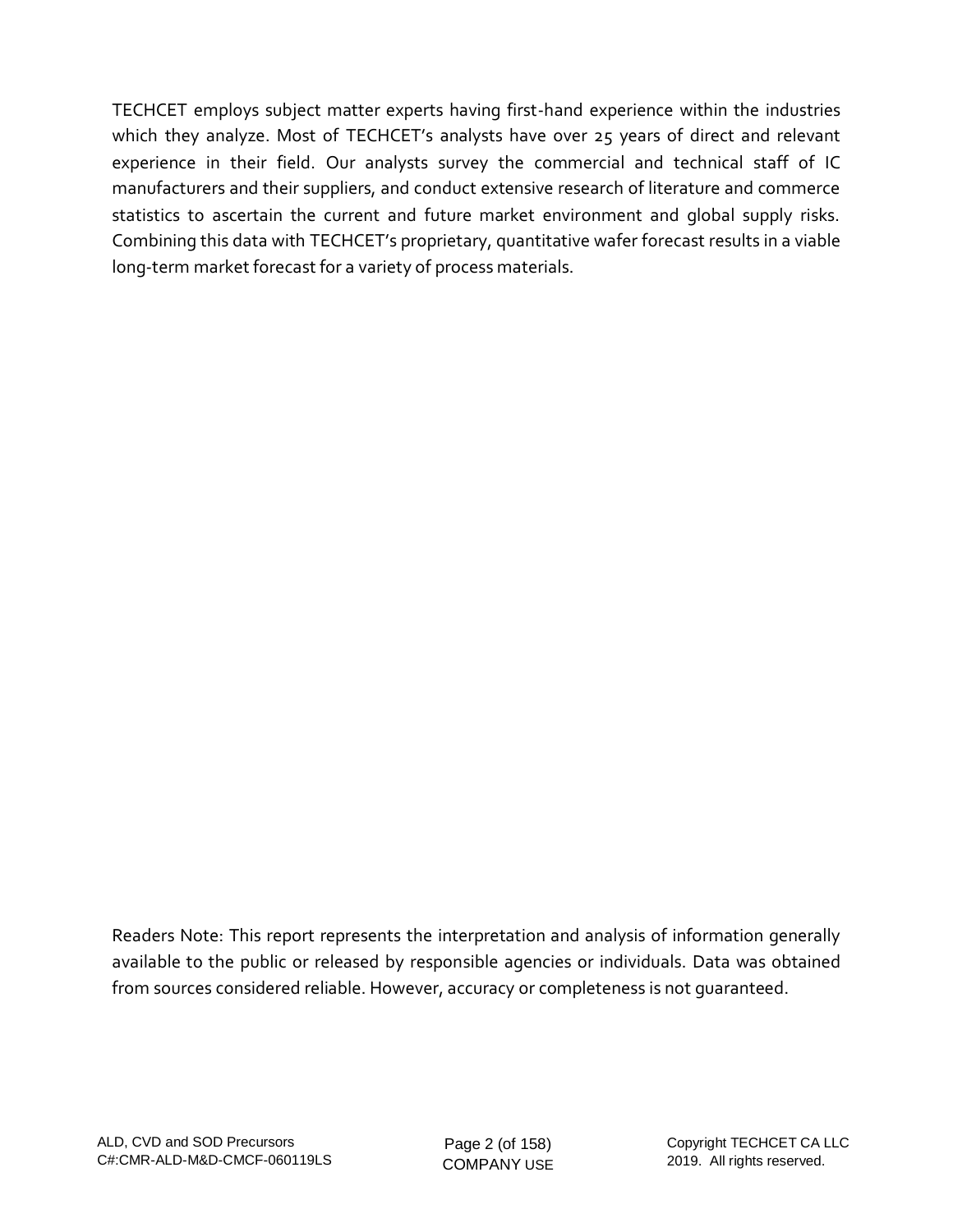TECHCET employs subject matter experts having first-hand experience within the industries which they analyze. Most of TECHCET's analysts have over 25 years of direct and relevant experience in their field. Our analysts survey the commercial and technical staff of IC manufacturers and their suppliers, and conduct extensive research of literature and commerce statistics to ascertain the current and future market environment and global supply risks. Combining this data with TECHCET's proprietary, quantitative wafer forecast results in a viable long-term market forecast for a variety of process materials.

Readers Note: This report represents the interpretation and analysis of information generally available to the public or released by responsible agencies or individuals. Data was obtained from sources considered reliable. However, accuracy or completeness is not guaranteed.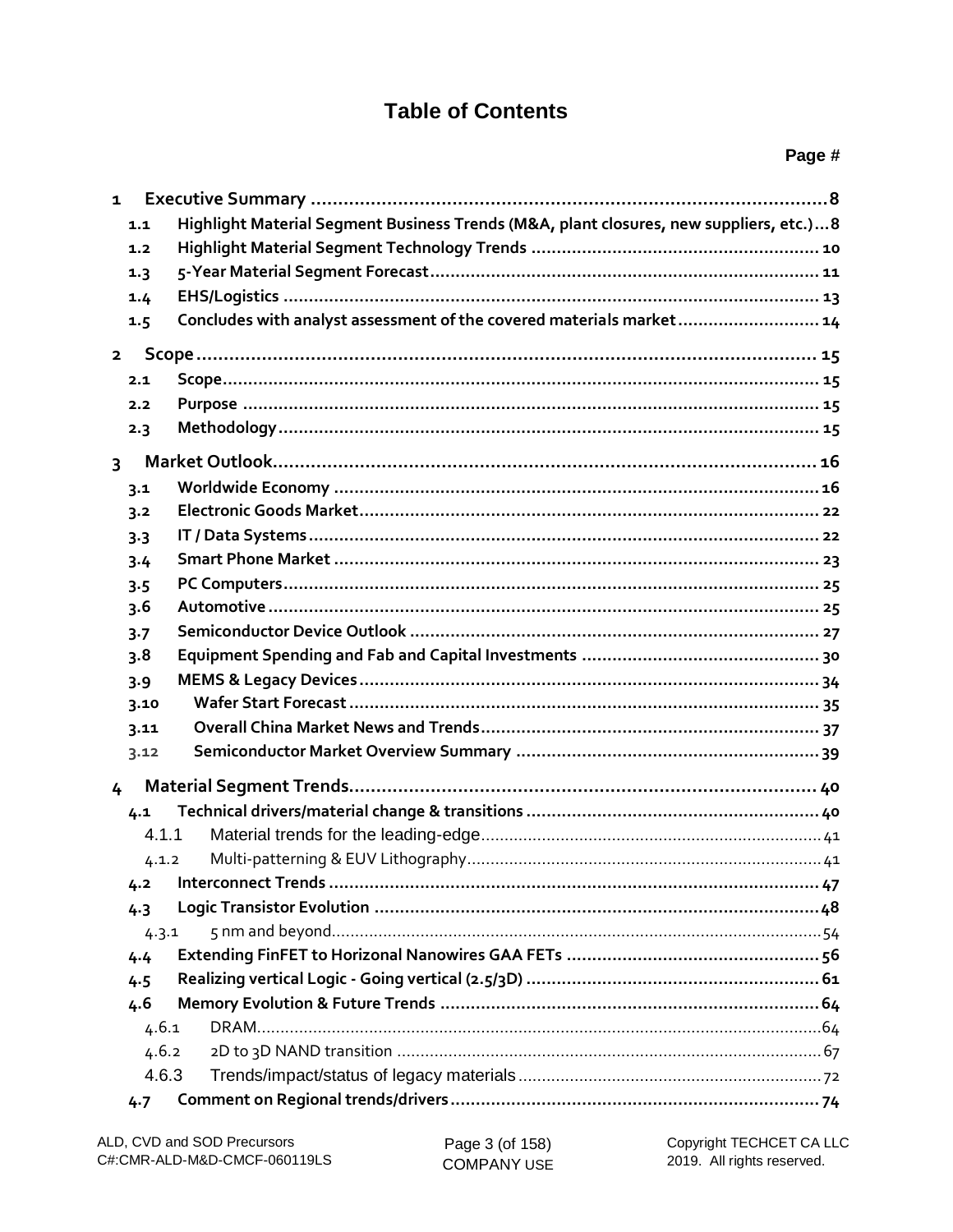# Table of Contents

**Page #**

**1 Executive Summary ... 8**

- **1.1 Highlight Material Segment Business Trends (M&A, plant closures, new suppliers, etc.) ... 8**
- **1.2 Highlight Material Segment Technology Trends ... 10**
- **1.3 5-Year Material Segment Forecast ... 11**
- **1.4 EHS/Logistics ... 13**
- **1.5 Concludes with analyst assessment of the covered materials market ... 14**

**2 Scope ... 15**

- **2.1 Scope ... 15**
- **2.2 Purpose ... 15**
- **2.3 Methodology ... 15**

**3 Market Outlook ... 16**

- **3.1 Worldwide Economy ... 16**
- **3.2 Electronic Goods Market ... 22**
- **3.3 IT / Data Systems ... 22**
- **3.4 Smart Phone Market ... 23**
- **3.5 PC Computers ... 25**
- **3.6 Automotive ... 25**
- **3.7 Semiconductor Device Outlook ... 27**
- **3.8 Equipment Spending and Fab and Capital Investments ... 30**
- **3.9 MEMS & Legacy Devices ... 34**
- **3.10 Wafer Start Forecast ... 35**
- **3.11 Overall China Market News and Trends ... 37**
- **3.12 Semiconductor Market Overview Summary ... 39**

**4 Material Segment Trends ... 40**

- **4.1 Technical drivers/material change & transitions ... 40**
  - 4.1.1 Material trends for the leading-edge ... 41
  - 4.1.2 Multi-patterning & EUV Lithography ... 41
- **4.2 Interconnect Trends ... 47**
- **4.3 Logic Transistor Evolution ... 48**
  - 4.3.1 5 nm and beyond ... 54
- **4.4 Extending FinFET to Horizonal Nanowires GAA FETs ... 56**
- **4.5 Realizing vertical Logic - Going vertical (2.5/3D) ... 61**
- **4.6 Memory Evolution & Future Trends ... 64**
  - 4.6.1 DRAM ... 64
  - 4.6.2 2D to 3D NAND transition ... 67
  - 4.6.3 Trends/impact/status of legacy materials ... 72
- **4.7 Comment on Regional trends/drivers ... 74**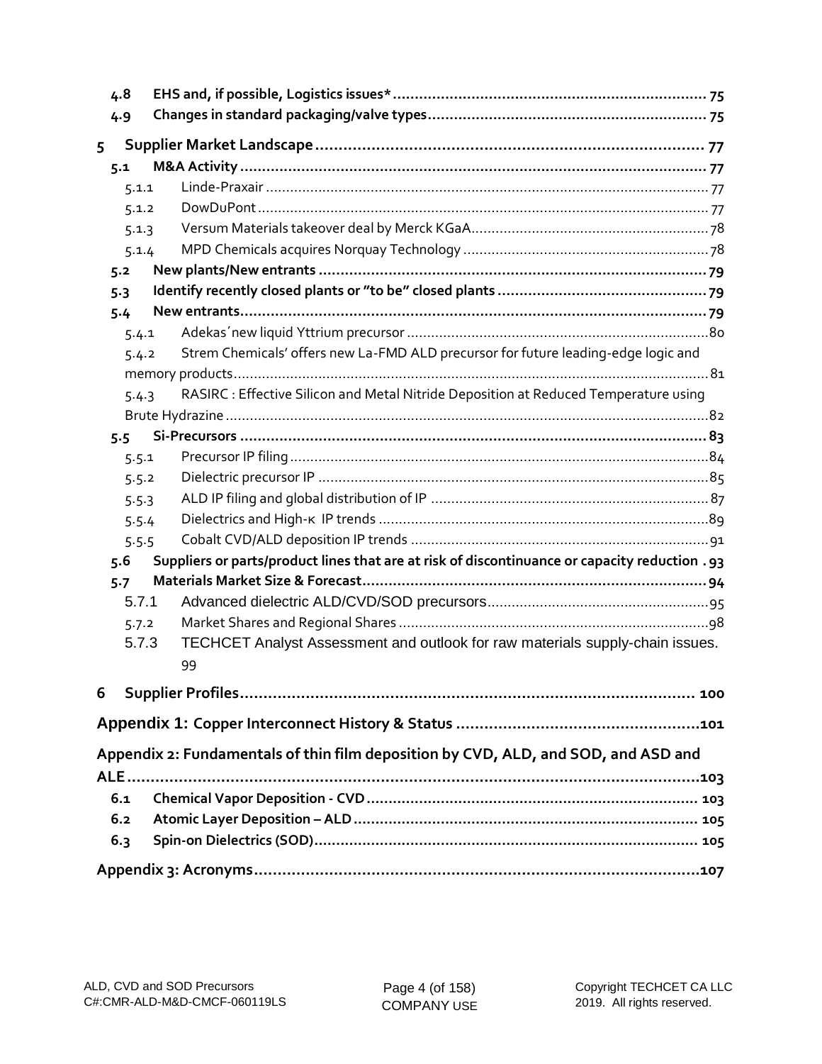4.8 **EHS and, if possible, Logistics issues*** ........................................................................ 75

4.9 **Changes in standard packaging/valve types** ................................................................ 75

**5 Supplier Market Landscape** ..................................................................................... 77

5.1 **M&A Activity** ........................................................................................................... 77

5.1.1 Linde-Praxair ............................................................................................................. 77

5.1.2 DowDuPont ............................................................................................................... 77

5.1.3 Versum Materials takeover deal by Merck KGaA .......................................................... 78

5.1.4 MPD Chemicals acquires Norquay Technology ............................................................. 78

5.2 **New plants/New entrants** ........................................................................................ 79

5.3 **Identify recently closed plants or "to be" closed plants** ............................................... 79

5.4 **New entrants** ........................................................................................................... 79

5.4.1 Adekas´new liquid Yttrium precursor ........................................................................... 80

5.4.2 Strem Chemicals' offers new La-FMD ALD precursor for future leading-edge logic and memory products ......................................................................................................... 81

5.4.3 RASIRC : Effective Silicon and Metal Nitride Deposition at Reduced Temperature using Brute Hydrazine ......................................................................................................... 82

5.5 **Si-Precursors** ........................................................................................................... 83

5.5.1 Precursor IP filing ........................................................................................................ 84

5.5.2 Dielectric precursor IP ................................................................................................. 85

5.5.3 ALD IP filing and global distribution of IP ..................................................................... 87

5.5.4 Dielectrics and High-κ IP trends ................................................................................... 89

5.5.5 Cobalt CVD/ALD deposition IP trends .......................................................................... 91

5.6 **Suppliers or parts/product lines that are at risk of discontinuance or capacity reduction** . 93

5.7 **Materials Market Size & Forecast** ............................................................................... 94

5.7.1 Advanced dielectric ALD/CVD/SOD precursors ............................................................. 95

5.7.2 Market Shares and Regional Shares ............................................................................. 98

5.7.3 TECHCET Analyst Assessment and outlook for raw materials supply-chain issues. 99

**6 Supplier Profiles** ..................................................................................................... 100

**Appendix 1: Copper Interconnect History & Status** ...................................................... 101

**Appendix 2: Fundamentals of thin film deposition by CVD, ALD, and SOD, and ASD and ALE** ................................................................................................................................ 103

6.1 **Chemical Vapor Deposition - CVD** ............................................................................ 103

6.2 **Atomic Layer Deposition – ALD** ............................................................................... 105

6.3 **Spin-on Dielectrics (SOD)** ........................................................................................ 105

**Appendix 3: Acronyms** ................................................................................................ 107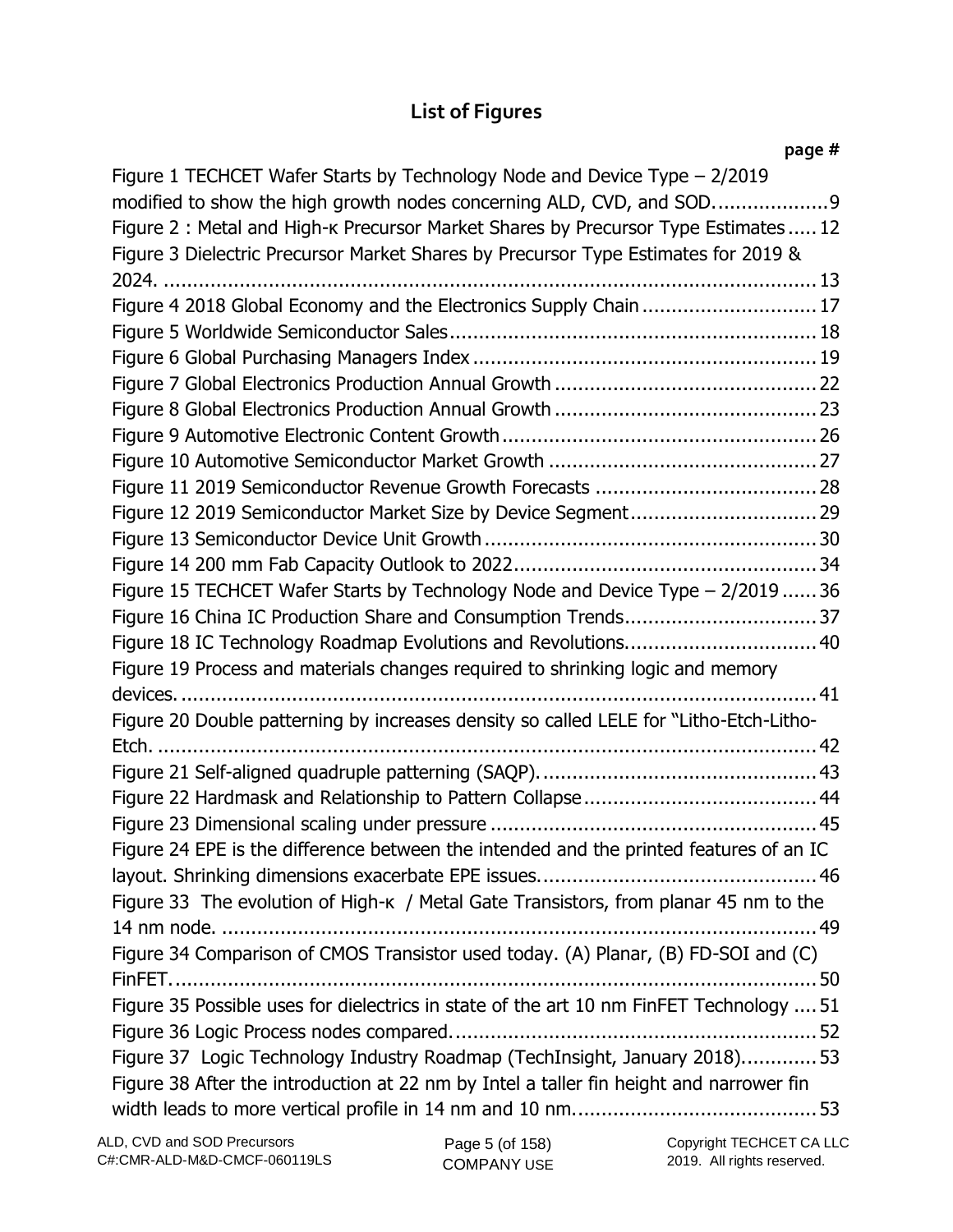## List of Figures

| | page # |
|---|---|
| Figure 1 TECHCET Wafer Starts by Technology Node and Device Type – 2/2019 modified to show the high growth nodes concerning ALD, CVD, and SOD. | 9 |
| Figure 2 : Metal and High-κ Precursor Market Shares by Precursor Type Estimates | 12 |
| Figure 3 Dielectric Precursor Market Shares by Precursor Type Estimates for 2019 & 2024. | 13 |
| Figure 4 2018 Global Economy and the Electronics Supply Chain | 17 |
| Figure 5 Worldwide Semiconductor Sales | 18 |
| Figure 6 Global Purchasing Managers Index | 19 |
| Figure 7 Global Electronics Production Annual Growth | 22 |
| Figure 8 Global Electronics Production Annual Growth | 23 |
| Figure 9 Automotive Electronic Content Growth | 26 |
| Figure 10 Automotive Semiconductor Market Growth | 27 |
| Figure 11 2019 Semiconductor Revenue Growth Forecasts | 28 |
| Figure 12 2019 Semiconductor Market Size by Device Segment | 29 |
| Figure 13 Semiconductor Device Unit Growth | 30 |
| Figure 14 200 mm Fab Capacity Outlook to 2022 | 34 |
| Figure 15 TECHCET Wafer Starts by Technology Node and Device Type – 2/2019 | 36 |
| Figure 16 China IC Production Share and Consumption Trends | 37 |
| Figure 18 IC Technology Roadmap Evolutions and Revolutions. | 40 |
| Figure 19 Process and materials changes required to shrinking logic and memory devices. | 41 |
| Figure 20 Double patterning by increases density so called LELE for "Litho-Etch-Litho-Etch. | 42 |
| Figure 21 Self-aligned quadruple patterning (SAQP). | 43 |
| Figure 22 Hardmask and Relationship to Pattern Collapse | 44 |
| Figure 23 Dimensional scaling under pressure | 45 |
| Figure 24 EPE is the difference between the intended and the printed features of an IC layout. Shrinking dimensions exacerbate EPE issues. | 46 |
| Figure 33 The evolution of High-κ / Metal Gate Transistors, from planar 45 nm to the 14 nm node. | 49 |
| Figure 34 Comparison of CMOS Transistor used today. (A) Planar, (B) FD-SOI and (C) FinFET. | 50 |
| Figure 35 Possible uses for dielectrics in state of the art 10 nm FinFET Technology | 51 |
| Figure 36 Logic Process nodes compared. | 52 |
| Figure 37 Logic Technology Industry Roadmap (TechInsight, January 2018). | 53 |
| Figure 38 After the introduction at 22 nm by Intel a taller fin height and narrower fin width leads to more vertical profile in 14 nm and 10 nm. | 53 |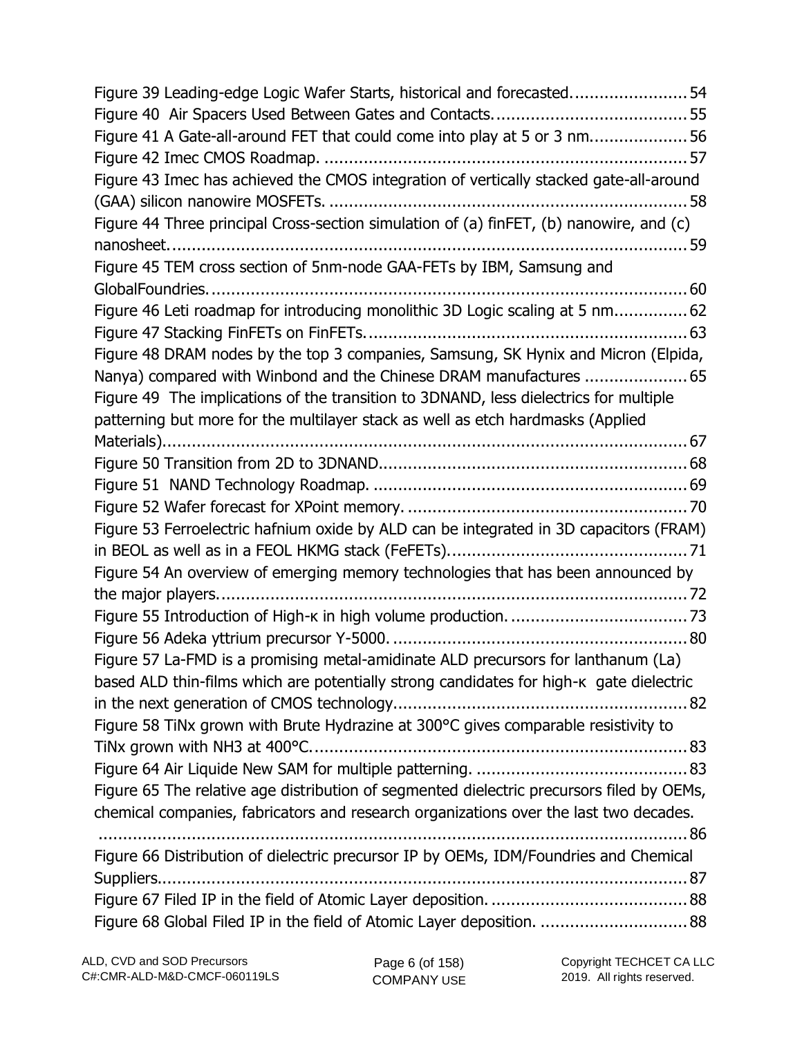Figure 39 Leading-edge Logic Wafer Starts, historical and forecasted........................ 54
Figure 40 Air Spacers Used Between Gates and Contacts........................................ 55
Figure 41 A Gate-all-around FET that could come into play at 5 or 3 nm.................... 56
Figure 42 Imec CMOS Roadmap. ......................................................................... 57
Figure 43 Imec has achieved the CMOS integration of vertically stacked gate-all-around (GAA) silicon nanowire MOSFETs. ......................................................................... 58
Figure 44 Three principal Cross-section simulation of (a) finFET, (b) nanowire, and (c) nanosheet. ........................................................................................................ 59
Figure 45 TEM cross section of 5nm-node GAA-FETs by IBM, Samsung and GlobalFoundries. ................................................................................................ 60
Figure 46 Leti roadmap for introducing monolithic 3D Logic scaling at 5 nm............... 62
Figure 47 Stacking FinFETs on FinFETs................................................................. 63
Figure 48 DRAM nodes by the top 3 companies, Samsung, SK Hynix and Micron (Elpida, Nanya) compared with Winbond and the Chinese DRAM manufactures ..................... 65
Figure 49 The implications of the transition to 3DNAND, less dielectrics for multiple patterning but more for the multilayer stack as well as etch hardmasks (Applied Materials)........................................................................................................... 67
Figure 50 Transition from 2D to 3DNAND.............................................................. 68
Figure 51 NAND Technology Roadmap. ................................................................ 69
Figure 52 Wafer forecast for XPoint memory. ......................................................... 70
Figure 53 Ferroelectric hafnium oxide by ALD can be integrated in 3D capacitors (FRAM) in BEOL as well as in a FEOL HKMG stack (FeFETs)................................................ 71
Figure 54 An overview of emerging memory technologies that has been announced by the major players................................................................................................ 72
Figure 55 Introduction of High-κ in high volume production.................................... 73
Figure 56 Adeka yttrium precursor Y-5000. ............................................................ 80
Figure 57 La-FMD is a promising metal-amidinate ALD precursors for lanthanum (La) based ALD thin-films which are potentially strong candidates for high-κ gate dielectric in the next generation of CMOS technology............................................................ 82
Figure 58 TiNx grown with Brute Hydrazine at 300°C gives comparable resistivity to TiNx grown with NH3 at 400°C............................................................................. 83
Figure 64 Air Liquide New SAM for multiple patterning. ........................................... 83
Figure 65 The relative age distribution of segmented dielectric precursors filed by OEMs, chemical companies, fabricators and research organizations over the last two decades. ......................................................................................................................... 86
Figure 66 Distribution of dielectric precursor IP by OEMs, IDM/Foundries and Chemical Suppliers.......................................................................................................... 87
Figure 67 Filed IP in the field of Atomic Layer deposition......................................... 88
Figure 68 Global Filed IP in the field of Atomic Layer deposition. .............................. 88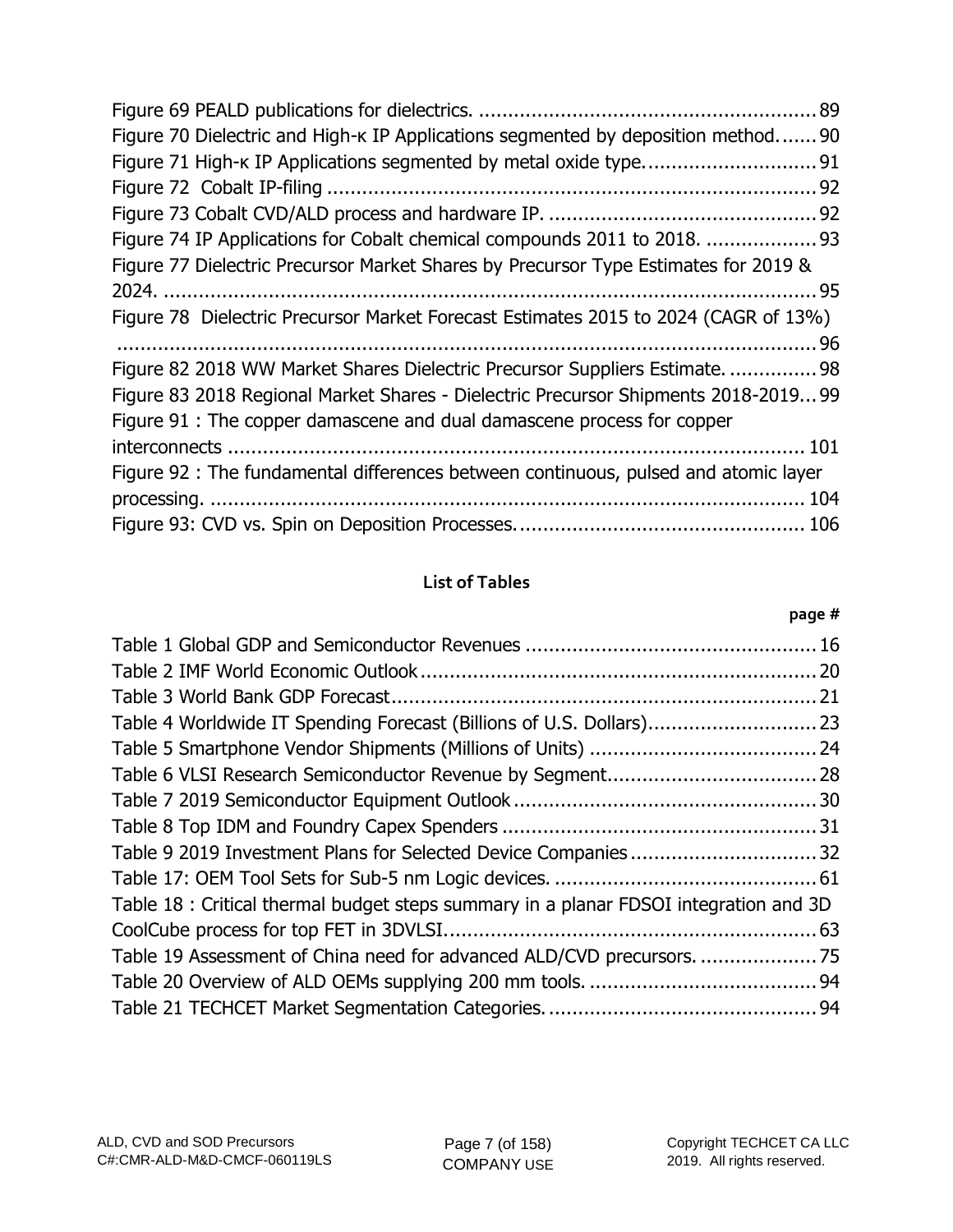Figure 69 PEALD publications for dielectrics. .......................................................... 89
Figure 70 Dielectric and High-κ IP Applications segmented by deposition method....... 90
Figure 71 High-κ IP Applications segmented by metal oxide type............................. 91
Figure 72 Cobalt IP-filing .................................................................................... 92
Figure 73 Cobalt CVD/ALD process and hardware IP. .............................................. 92
Figure 74 IP Applications for Cobalt chemical compounds 2011 to 2018. ................... 93
Figure 77 Dielectric Precursor Market Shares by Precursor Type Estimates for 2019 & 2024. ................................................................................................................ 95
Figure 78 Dielectric Precursor Market Forecast Estimates 2015 to 2024 (CAGR of 13%) ........................................................................................................................ 96
Figure 82 2018 WW Market Shares Dielectric Precursor Suppliers Estimate. ............... 98
Figure 83 2018 Regional Market Shares - Dielectric Precursor Shipments 2018-2019... 99
Figure 91 : The copper damascene and dual damascene process for copper interconnects .................................................................................................... 101
Figure 92 : The fundamental differences between continuous, pulsed and atomic layer processing. ....................................................................................................... 104
Figure 93: CVD vs. Spin on Deposition Processes................................................. 106

## List of Tables

**page #**

Table 1 Global GDP and Semiconductor Revenues .................................................. 16
Table 2 IMF World Economic Outlook .................................................................... 20
Table 3 World Bank GDP Forecast......................................................................... 21
Table 4 Worldwide IT Spending Forecast (Billions of U.S. Dollars)............................ 23
Table 5 Smartphone Vendor Shipments (Millions of Units) ....................................... 24
Table 6 VLSI Research Semiconductor Revenue by Segment.................................... 28
Table 7 2019 Semiconductor Equipment Outlook .................................................... 30
Table 8 Top IDM and Foundry Capex Spenders ...................................................... 31
Table 9 2019 Investment Plans for Selected Device Companies ................................ 32
Table 17: OEM Tool Sets for Sub-5 nm Logic devices. ............................................. 61
Table 18 : Critical thermal budget steps summary in a planar FDSOI integration and 3D CoolCube process for top FET in 3DVLSI................................................................ 63
Table 19 Assessment of China need for advanced ALD/CVD precursors. .................... 75
Table 20 Overview of ALD OEMs supplying 200 mm tools. ....................................... 94
Table 21 TECHCET Market Segmentation Categories. .............................................. 94